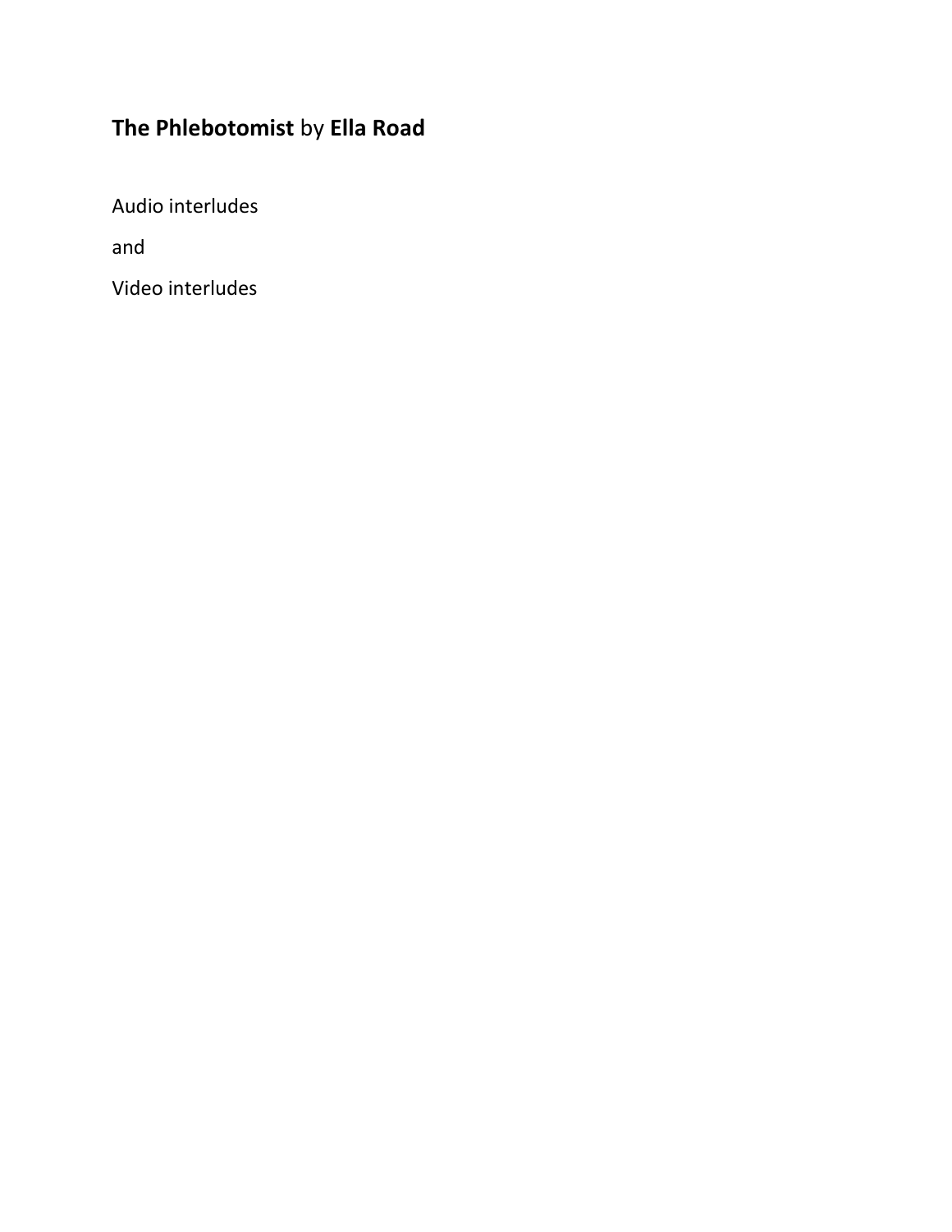**The Phlebotomist** by **Ella Road**

Audio interludes

and

Video interludes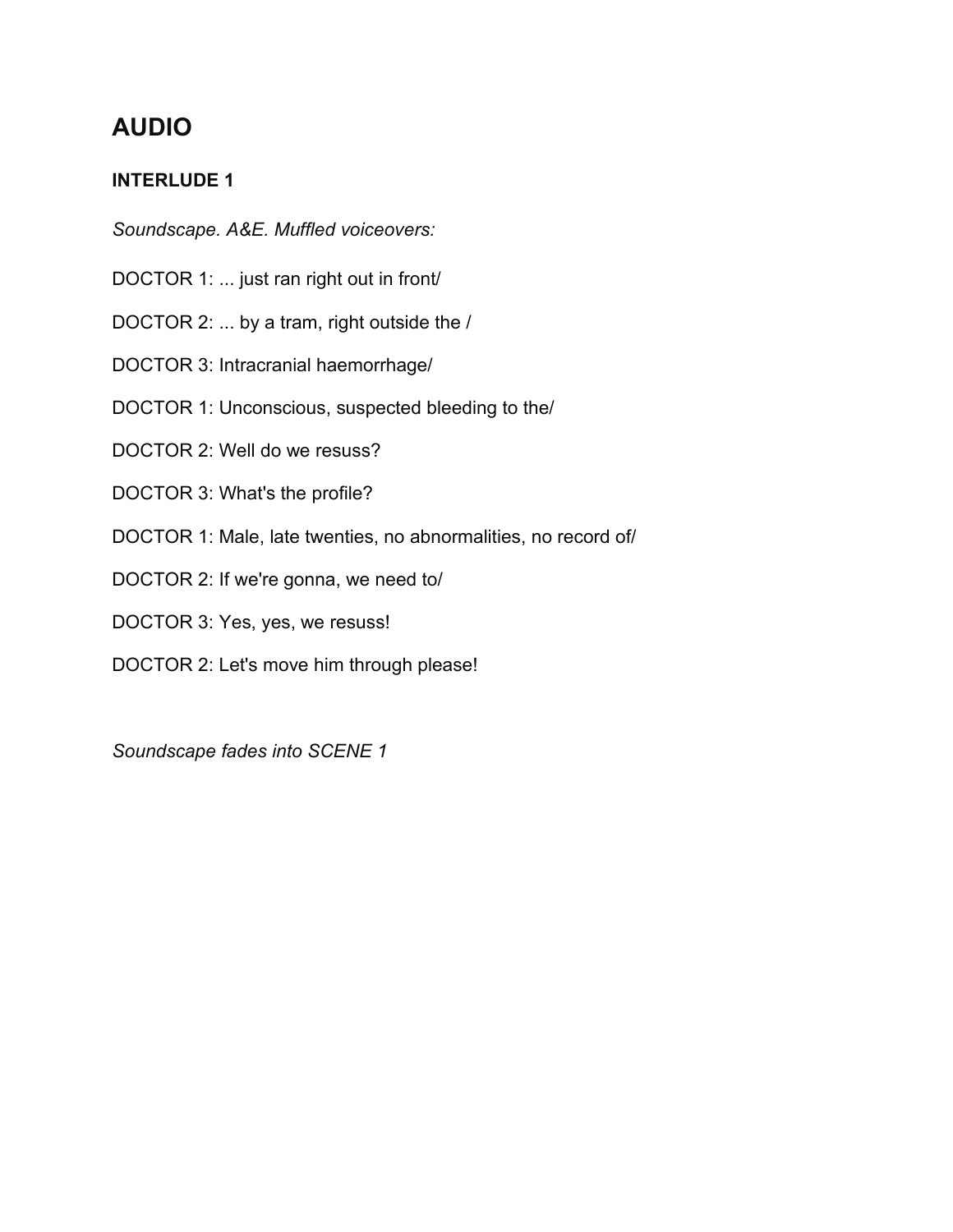# AUDIO

### INTERLUDE 1

*Soundscape. A&E. Muffled voiceovers:*

DOCTOR 1: ... just ran right out in front/

DOCTOR 2: ... by a tram, right outside the /

DOCTOR 3: Intracranial haemorrhage/

DOCTOR 1: Unconscious, suspected bleeding to the/

DOCTOR 2: Well do we resuss?

DOCTOR 3: What's the profile?

DOCTOR 1: Male, late twenties, no abnormalities, no record of/

DOCTOR 2: If we're gonna, we need to/

DOCTOR 3: Yes, yes, we resuss!

DOCTOR 2: Let's move him through please!

*Soundscape fades into SCENE 1*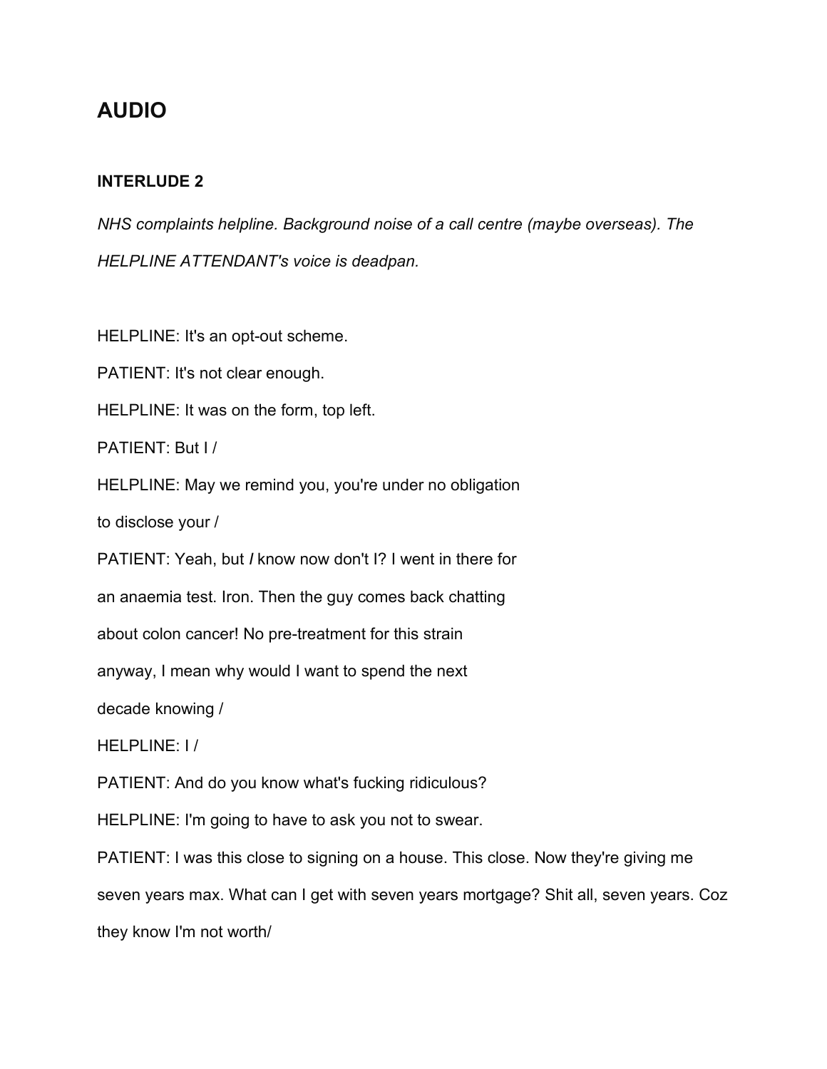## AUDIO

### INTERLUDE 2

*NHS complaints helpline. Background noise of a call centre (maybe overseas). The HELPLINE ATTENDANT's voice is deadpan.*

HELPLINE: It's an opt-out scheme.

PATIENT: It's not clear enough.

HELPLINE: It was on the form, top left.

PATIENT: But I /

HELPLINE: May we remind you, you're under no obligation to disclose your /

PATIENT: Yeah, but *I* know now don't I? I went in there for an anaemia test. Iron. Then the guy comes back chatting about colon cancer! No pre-treatment for this strain anyway, I mean why would I want to spend the next decade knowing /

HELPLINE: I /

PATIENT: And do you know what's fucking ridiculous?

HELPLINE: I'm going to have to ask you not to swear.

PATIENT: I was this close to signing on a house. This close. Now they're giving me seven years max. What can I get with seven years mortgage? Shit all, seven years. Coz they know I'm not worth/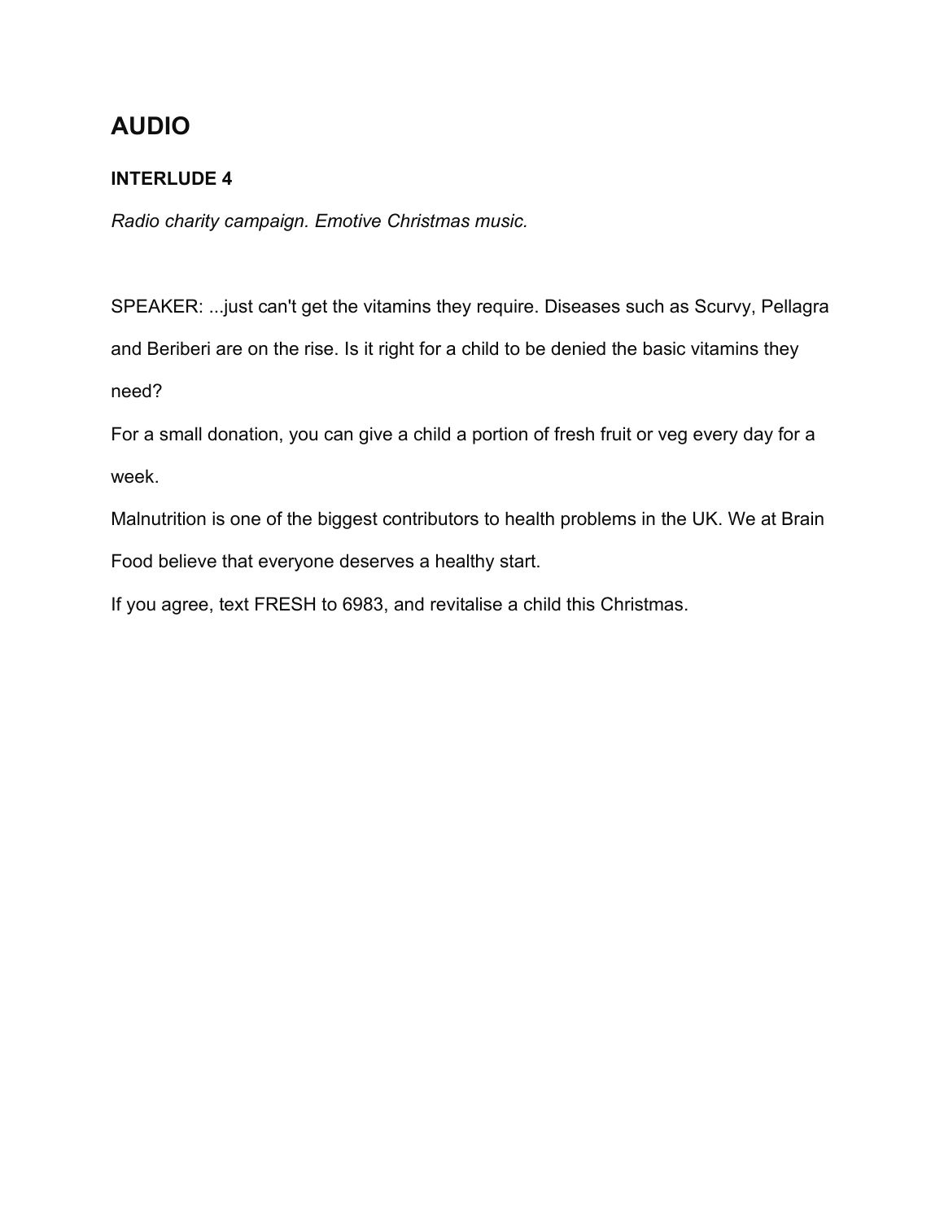# AUDIO

### INTERLUDE 4

*Radio charity campaign. Emotive Christmas music.*

SPEAKER: ...just can't get the vitamins they require. Diseases such as Scurvy, Pellagra and Beriberi are on the rise. Is it right for a child to be denied the basic vitamins they need?

For a small donation, you can give a child a portion of fresh fruit or veg every day for a week.

Malnutrition is one of the biggest contributors to health problems in the UK. We at Brain Food believe that everyone deserves a healthy start.

If you agree, text FRESH to 6983, and revitalise a child this Christmas.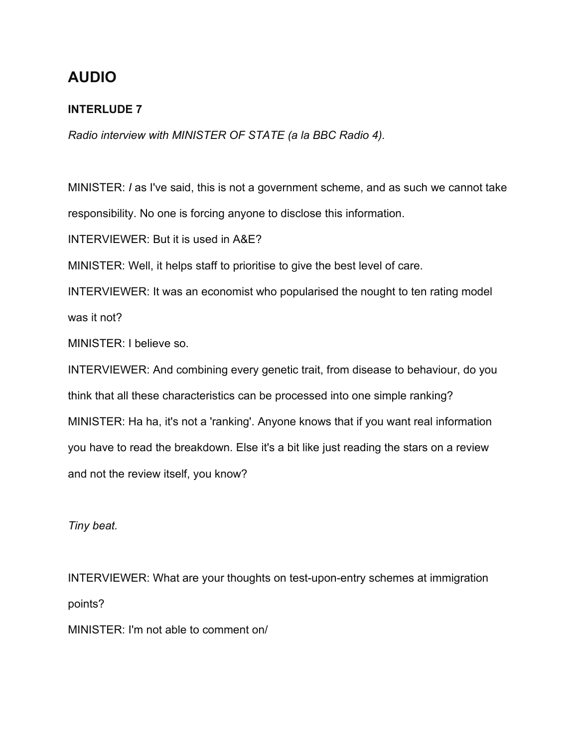## AUDIO

### INTERLUDE 7

*Radio interview with MINISTER OF STATE (a la BBC Radio 4).*

MINISTER: */* as I've said, this is not a government scheme, and as such we cannot take responsibility. No one is forcing anyone to disclose this information.

INTERVIEWER: But it is used in A&E?

MINISTER: Well, it helps staff to prioritise to give the best level of care.

INTERVIEWER: It was an economist who popularised the nought to ten rating model was it not?

MINISTER: I believe so.

INTERVIEWER: And combining every genetic trait, from disease to behaviour, do you think that all these characteristics can be processed into one simple ranking?

MINISTER: Ha ha, it's not a 'ranking'. Anyone knows that if you want real information you have to read the breakdown. Else it's a bit like just reading the stars on a review and not the review itself, you know?

*Tiny beat.*

INTERVIEWER: What are your thoughts on test-upon-entry schemes at immigration points?

MINISTER: I'm not able to comment on/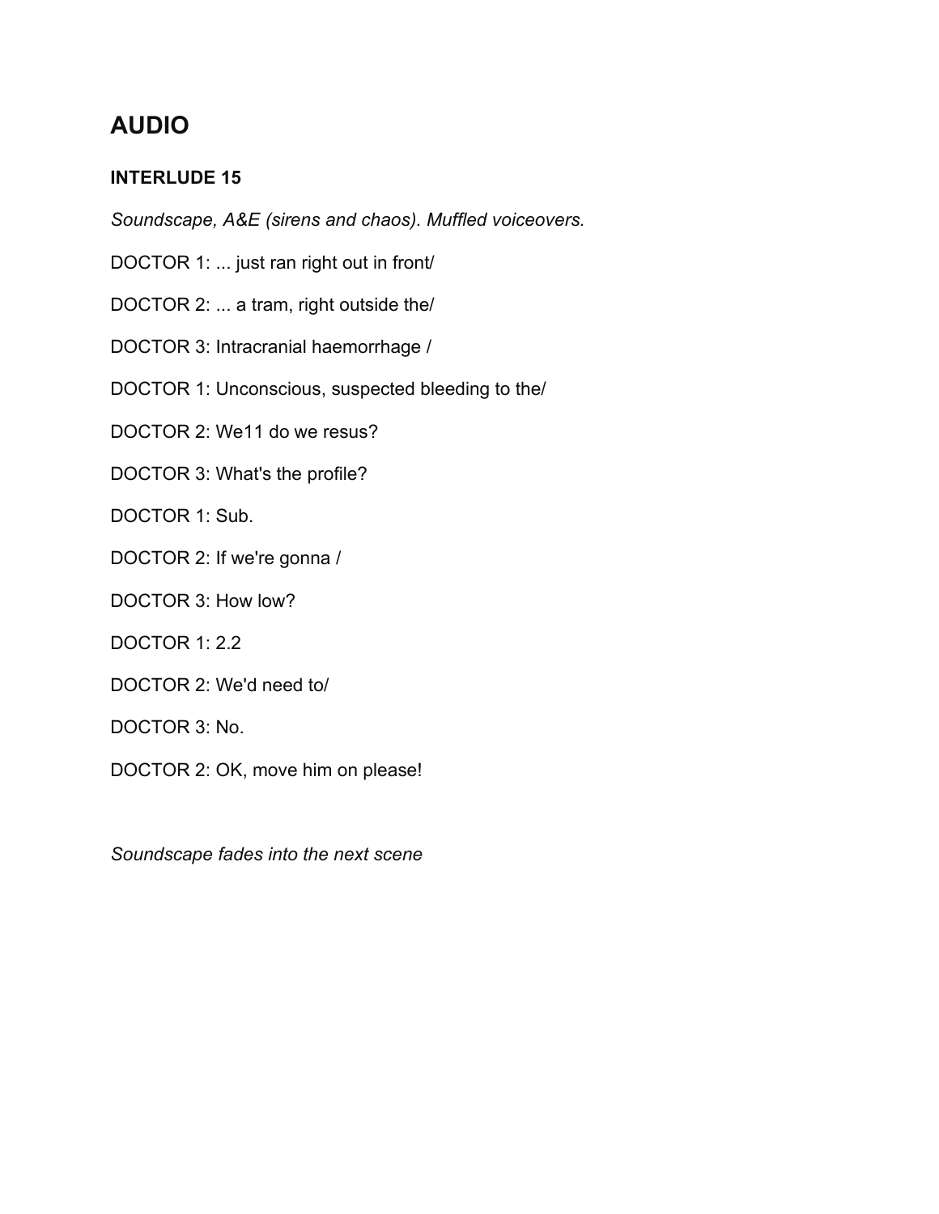## AUDIO

### INTERLUDE 15

*Soundscape, A&E (sirens and chaos). Muffled voiceovers.*

DOCTOR 1: ... just ran right out in front/

DOCTOR 2: ... a tram, right outside the/

DOCTOR 3: Intracranial haemorrhage /

DOCTOR 1: Unconscious, suspected bleeding to the/

DOCTOR 2: We11 do we resus?

DOCTOR 3: What's the profile?

DOCTOR 1: Sub.

DOCTOR 2: If we're gonna /

DOCTOR 3: How low?

DOCTOR 1: 2.2

DOCTOR 2: We'd need to/

DOCTOR 3: No.

DOCTOR 2: OK, move him on please!

*Soundscape fades into the next scene*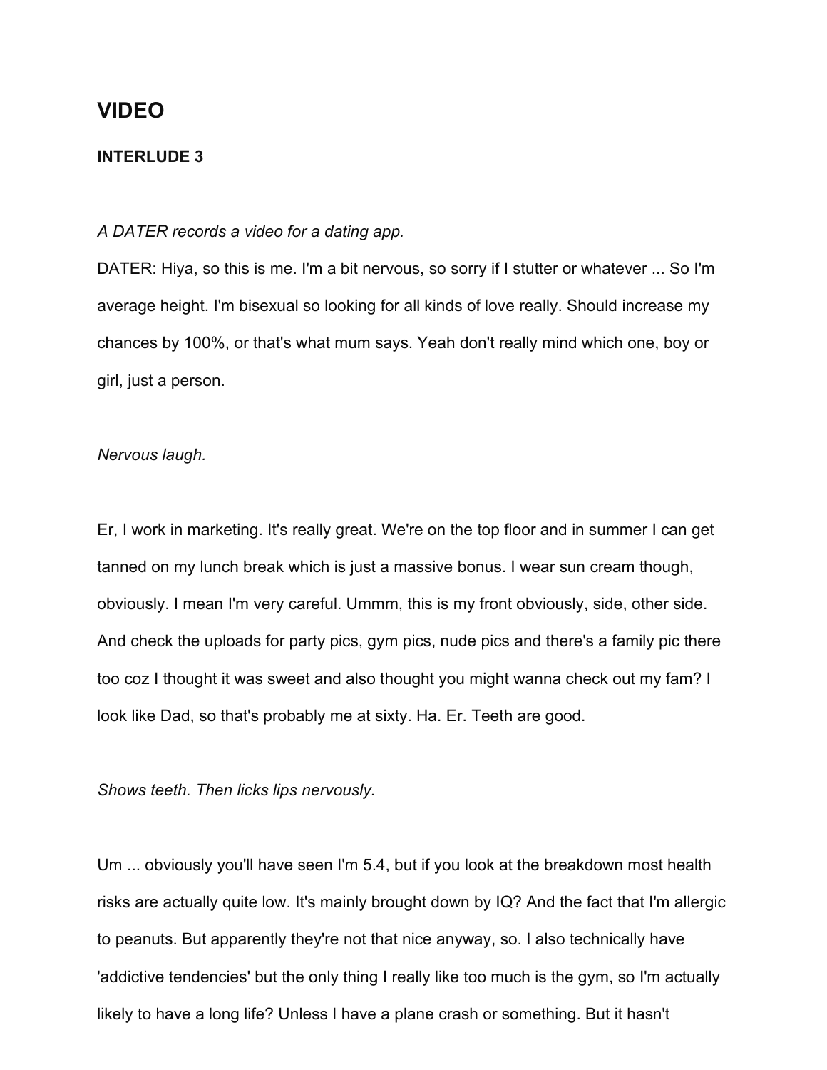# VIDEO

### INTERLUDE 3

*A DATER records a video for a dating app.*

DATER: Hiya, so this is me. I'm a bit nervous, so sorry if I stutter or whatever ... So I'm average height. I'm bisexual so looking for all kinds of love really. Should increase my chances by 100%, or that's what mum says. Yeah don't really mind which one, boy or girl, just a person.

*Nervous laugh.*

Er, I work in marketing. It's really great. We're on the top floor and in summer I can get tanned on my lunch break which is just a massive bonus. I wear sun cream though, obviously. I mean I'm very careful. Ummm, this is my front obviously, side, other side. And check the uploads for party pics, gym pics, nude pics and there's a family pic there too coz I thought it was sweet and also thought you might wanna check out my fam? I look like Dad, so that's probably me at sixty. Ha. Er. Teeth are good.

*Shows teeth. Then licks lips nervously.*

Um ... obviously you'll have seen I'm 5.4, but if you look at the breakdown most health risks are actually quite low. It's mainly brought down by IQ? And the fact that I'm allergic to peanuts. But apparently they're not that nice anyway, so. I also technically have 'addictive tendencies' but the only thing I really like too much is the gym, so I'm actually likely to have a long life? Unless I have a plane crash or something. But it hasn't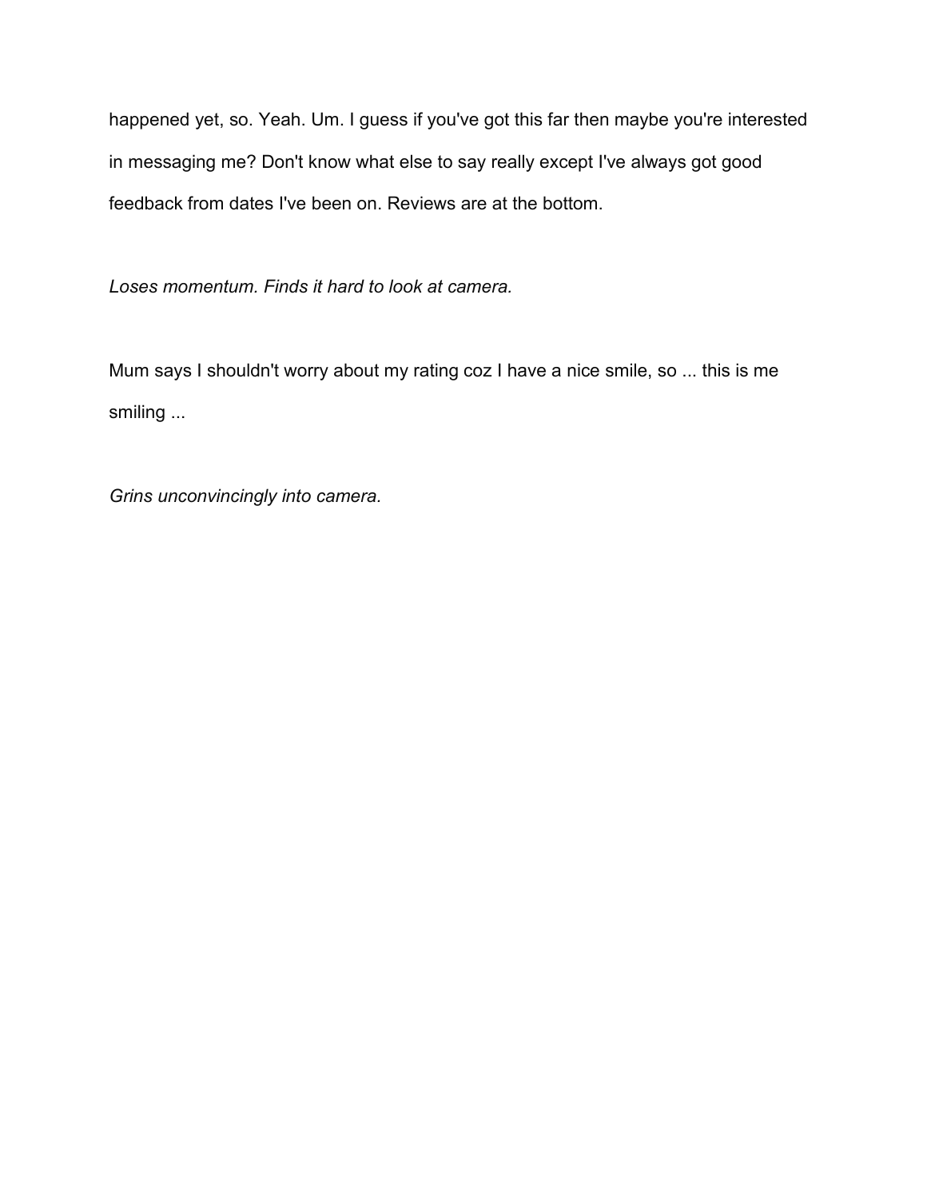happened yet, so. Yeah. Um. I guess if you've got this far then maybe you're interested in messaging me? Don't know what else to say really except I've always got good feedback from dates I've been on. Reviews are at the bottom.

*Loses momentum. Finds it hard to look at camera.*

Mum says I shouldn't worry about my rating coz I have a nice smile, so ... this is me smiling ...

*Grins unconvincingly into camera.*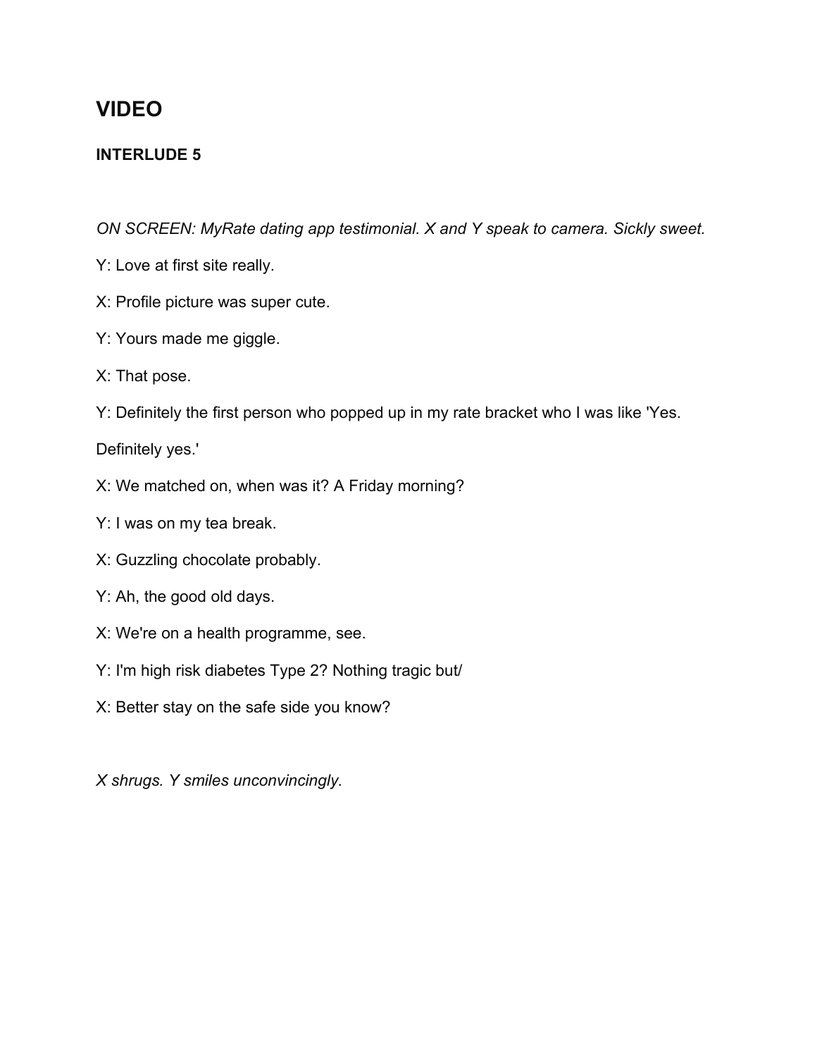## VIDEO

### INTERLUDE 5

*ON SCREEN: MyRate dating app testimonial. X and Y speak to camera. Sickly sweet.*

Y: Love at first site really.

X: Profile picture was super cute.

Y: Yours made me giggle.

X: That pose.

Y: Definitely the first person who popped up in my rate bracket who I was like 'Yes.

Definitely yes.'

X: We matched on, when was it? A Friday morning?

Y: I was on my tea break.

X: Guzzling chocolate probably.

Y: Ah, the good old days.

X: We're on a health programme, see.

Y: I'm high risk diabetes Type 2? Nothing tragic but/

X: Better stay on the safe side you know?

*X shrugs. Y smiles unconvincingly.*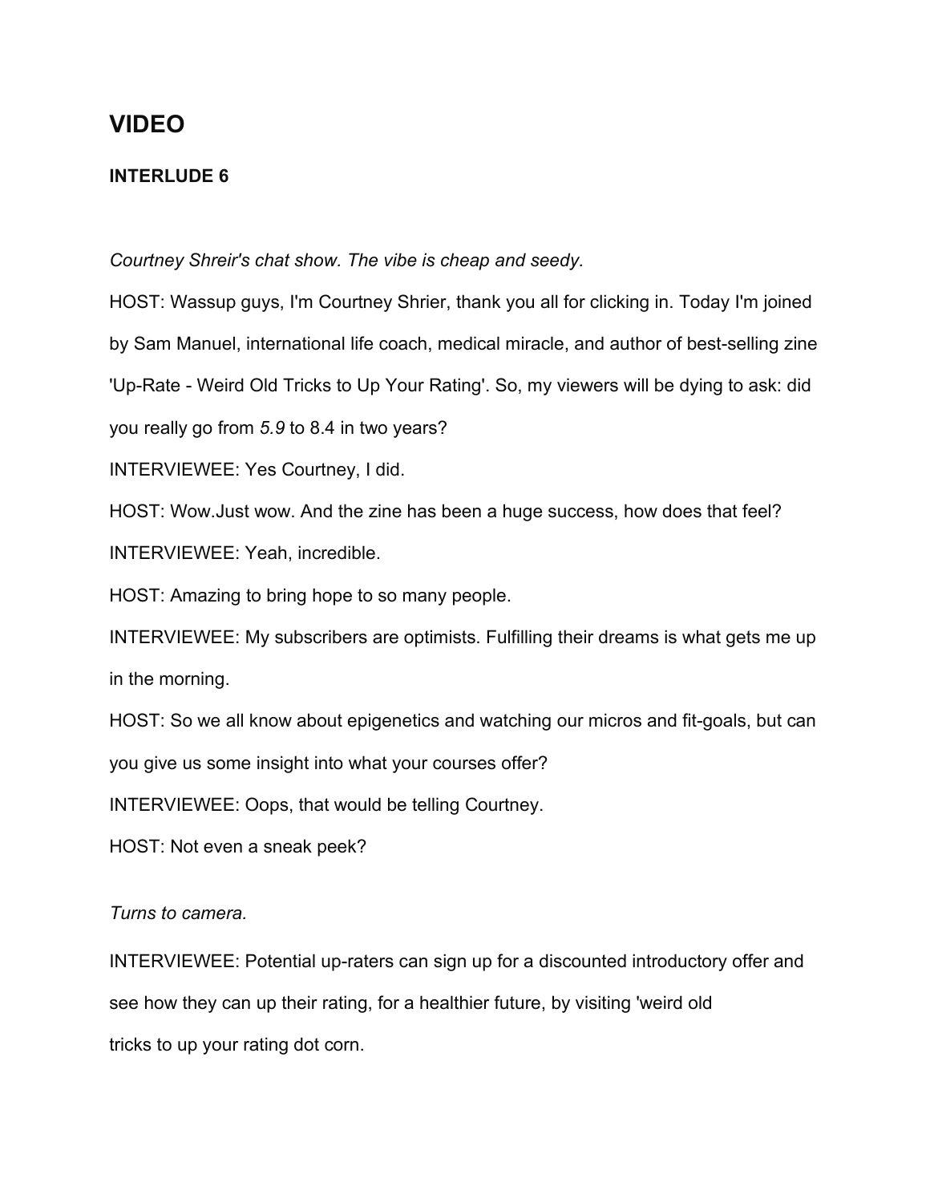## VIDEO

**INTERLUDE 6**

*Courtney Shreir's chat show. The vibe is cheap and seedy.*

HOST: Wassup guys, I'm Courtney Shrier, thank you all for clicking in. Today I'm joined by Sam Manuel, international life coach, medical miracle, and author of best-selling zine 'Up-Rate - Weird Old Tricks to Up Your Rating'. So, my viewers will be dying to ask: did you really go from *5.9* to 8.4 in two years?

INTERVIEWEE: Yes Courtney, I did.

HOST: Wow.Just wow. And the zine has been a huge success, how does that feel?

INTERVIEWEE: Yeah, incredible.

HOST: Amazing to bring hope to so many people.

INTERVIEWEE: My subscribers are optimists. Fulfilling their dreams is what gets me up in the morning.

HOST: So we all know about epigenetics and watching our micros and fit-goals, but can you give us some insight into what your courses offer?

INTERVIEWEE: Oops, that would be telling Courtney.

HOST: Not even a sneak peek?

*Turns to camera.*

INTERVIEWEE: Potential up-raters can sign up for a discounted introductory offer and see how they can up their rating, for a healthier future, by visiting 'weird old tricks to up your rating dot corn.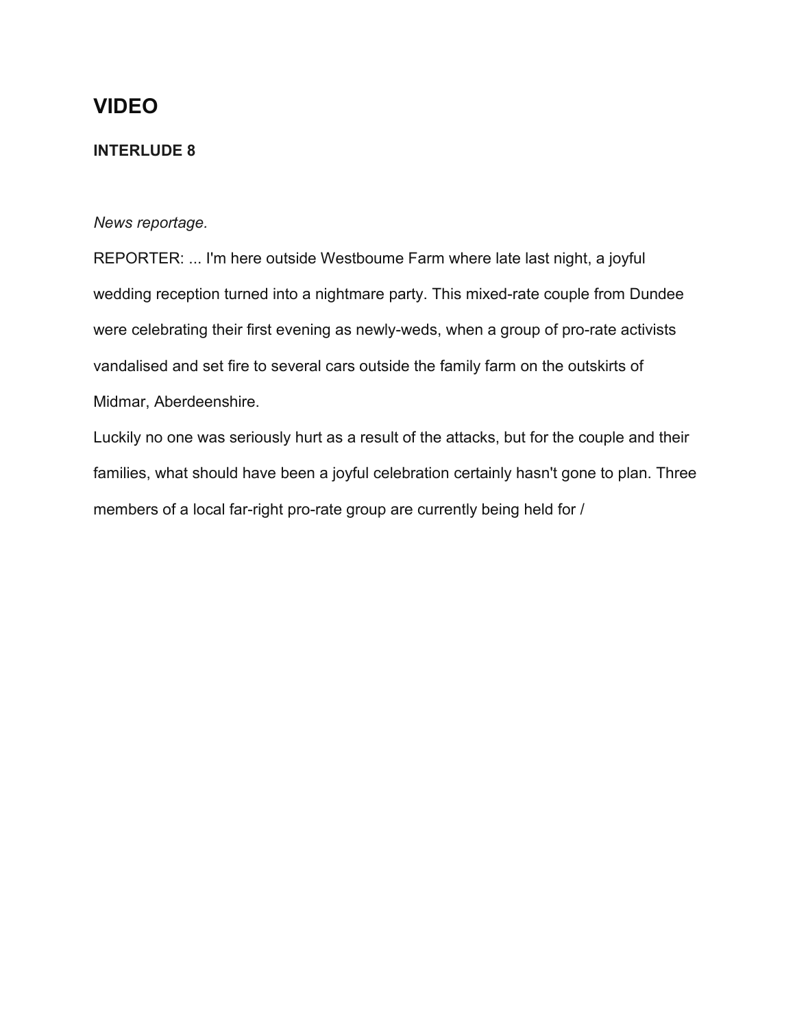# VIDEO

### INTERLUDE 8

*News reportage.*

REPORTER: ... I'm here outside Westboume Farm where late last night, a joyful wedding reception turned into a nightmare party. This mixed-rate couple from Dundee were celebrating their first evening as newly-weds, when a group of pro-rate activists vandalised and set fire to several cars outside the family farm on the outskirts of Midmar, Aberdeenshire.

Luckily no one was seriously hurt as a result of the attacks, but for the couple and their families, what should have been a joyful celebration certainly hasn't gone to plan. Three members of a local far-right pro-rate group are currently being held for /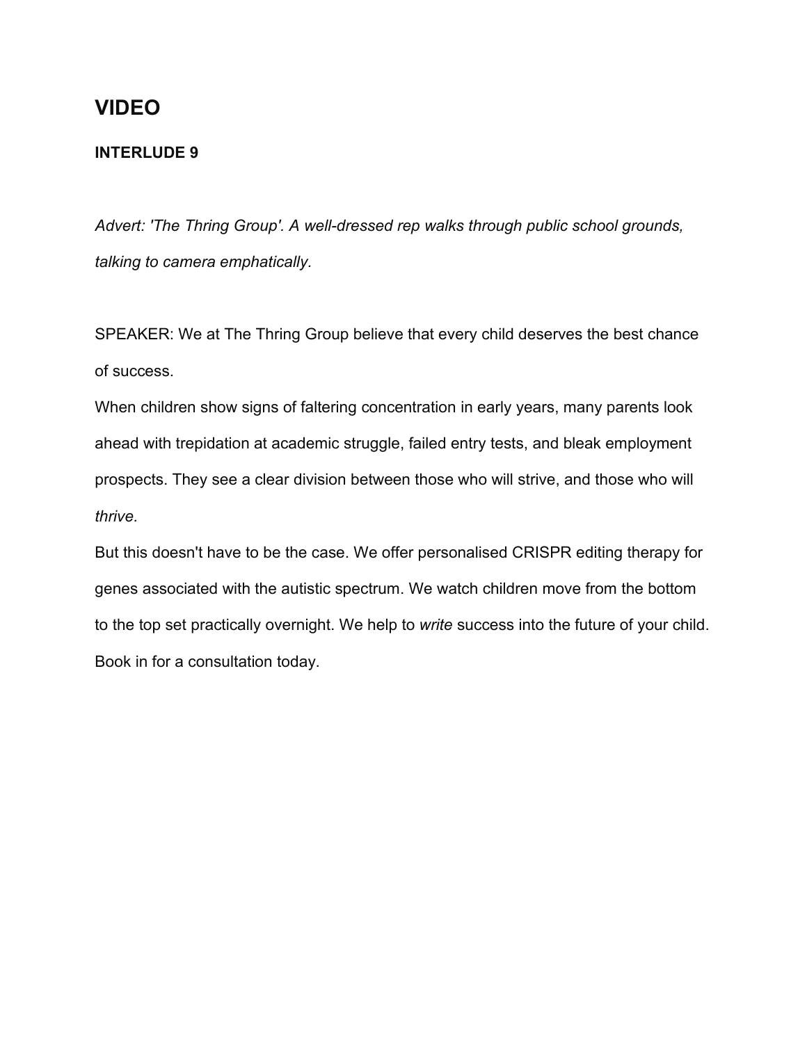## VIDEO

**INTERLUDE 9**

*Advert: 'The Thring Group'. A well-dressed rep walks through public school grounds, talking to camera emphatically.*

SPEAKER: We at The Thring Group believe that every child deserves the best chance of success.

When children show signs of faltering concentration in early years, many parents look ahead with trepidation at academic struggle, failed entry tests, and bleak employment prospects. They see a clear division between those who will strive, and those who will *thrive.*

But this doesn't have to be the case. We offer personalised CRISPR editing therapy for genes associated with the autistic spectrum. We watch children move from the bottom to the top set practically overnight. We help to *write* success into the future of your child. Book in for a consultation today.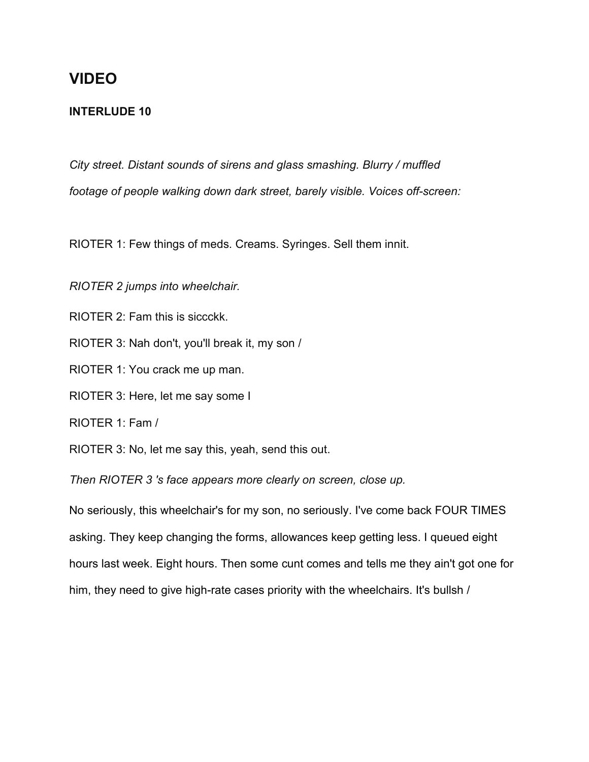# VIDEO

**INTERLUDE 10**

*City street. Distant sounds of sirens and glass smashing. Blurry / muffled footage of people walking down dark street, barely visible. Voices off-screen:*

RIOTER 1: Few things of meds. Creams. Syringes. Sell them innit.

*RIOTER 2 jumps into wheelchair.*

RIOTER 2: Fam this is siccckk.

RIOTER 3: Nah don't, you'll break it, my son /

RIOTER 1: You crack me up man.

RIOTER 3: Here, let me say some I

RIOTER 1: Fam /

RIOTER 3: No, let me say this, yeah, send this out.

*Then RIOTER 3 's face appears more clearly on screen, close up.*

No seriously, this wheelchair's for my son, no seriously. I've come back FOUR TIMES asking. They keep changing the forms, allowances keep getting less. I queued eight hours last week. Eight hours. Then some cunt comes and tells me they ain't got one for him, they need to give high-rate cases priority with the wheelchairs. It's bullsh /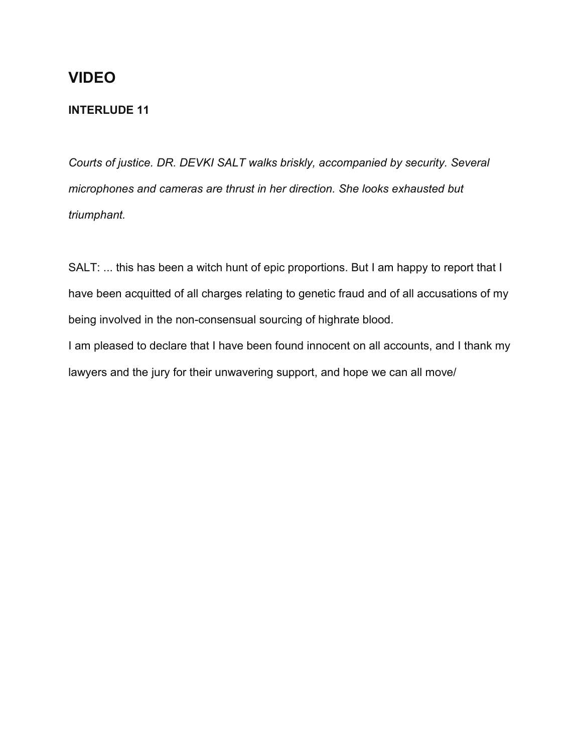# VIDEO

**INTERLUDE 11**

*Courts of justice. DR. DEVKI SALT walks briskly, accompanied by security. Several microphones and cameras are thrust in her direction. She looks exhausted but triumphant.*

SALT: ... this has been a witch hunt of epic proportions. But I am happy to report that I have been acquitted of all charges relating to genetic fraud and of all accusations of my being involved in the non-consensual sourcing of highrate blood.

I am pleased to declare that I have been found innocent on all accounts, and I thank my lawyers and the jury for their unwavering support, and hope we can all move/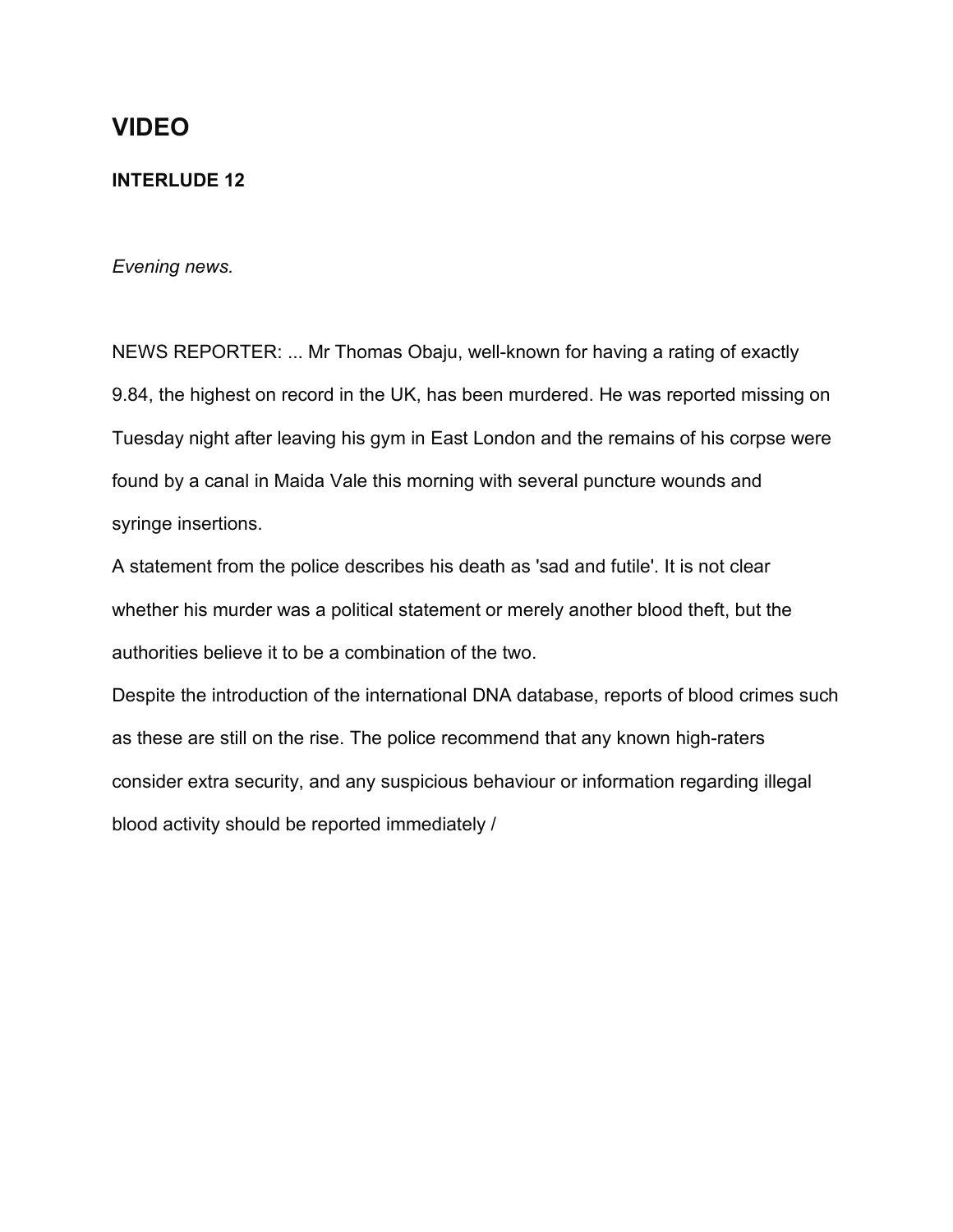## VIDEO

### INTERLUDE 12

*Evening news.*

NEWS REPORTER: ... Mr Thomas Obaju, well-known for having a rating of exactly 9.84, the highest on record in the UK, has been murdered. He was reported missing on Tuesday night after leaving his gym in East London and the remains of his corpse were found by a canal in Maida Vale this morning with several puncture wounds and syringe insertions.

A statement from the police describes his death as 'sad and futile'. It is not clear whether his murder was a political statement or merely another blood theft, but the authorities believe it to be a combination of the two.

Despite the introduction of the international DNA database, reports of blood crimes such as these are still on the rise. The police recommend that any known high-raters consider extra security, and any suspicious behaviour or information regarding illegal blood activity should be reported immediately /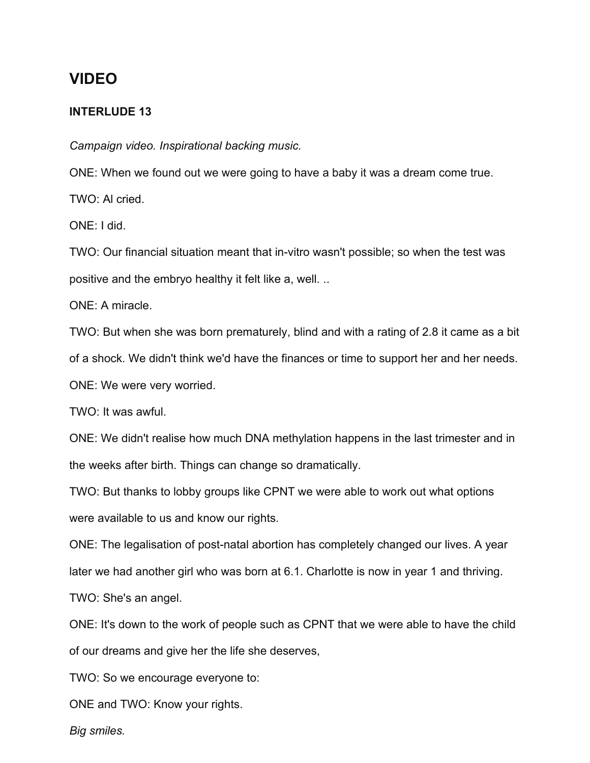## VIDEO

### INTERLUDE 13

*Campaign video. Inspirational backing music.*

ONE: When we found out we were going to have a baby it was a dream come true.

TWO: Al cried.

ONE: I did.

TWO: Our financial situation meant that in-vitro wasn't possible; so when the test was positive and the embryo healthy it felt like a, well. ..

ONE: A miracle.

TWO: But when she was born prematurely, blind and with a rating of 2.8 it came as a bit of a shock. We didn't think we'd have the finances or time to support her and her needs.

ONE: We were very worried.

TWO: It was awful.

ONE: We didn't realise how much DNA methylation happens in the last trimester and in the weeks after birth. Things can change so dramatically.

TWO: But thanks to lobby groups like CPNT we were able to work out what options were available to us and know our rights.

ONE: The legalisation of post-natal abortion has completely changed our lives. A year later we had another girl who was born at 6.1. Charlotte is now in year 1 and thriving.

TWO: She's an angel.

ONE: It's down to the work of people such as CPNT that we were able to have the child of our dreams and give her the life she deserves,

TWO: So we encourage everyone to:

ONE and TWO: Know your rights.

*Big smiles.*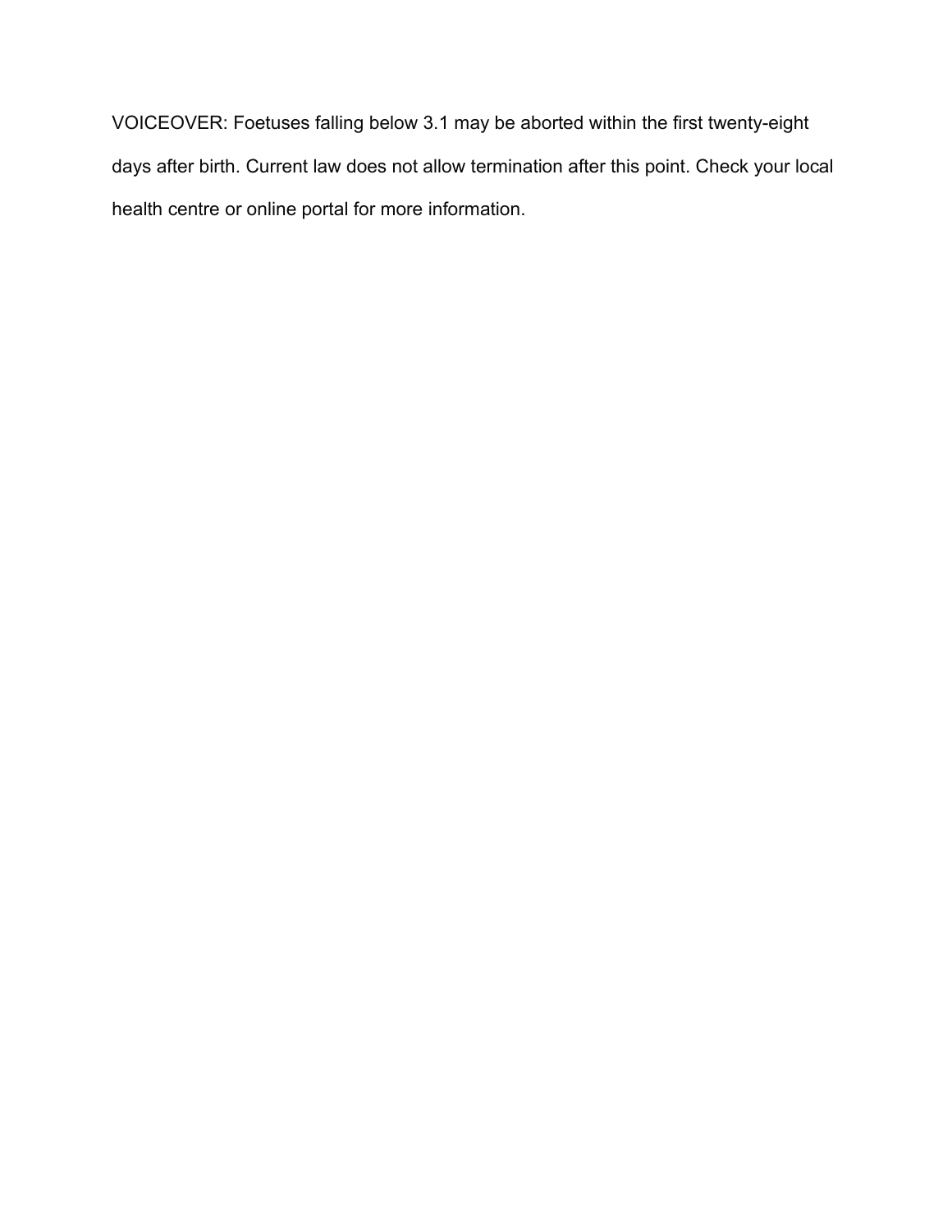VOICEOVER: Foetuses falling below 3.1 may be aborted within the first twenty-eight days after birth. Current law does not allow termination after this point. Check your local health centre or online portal for more information.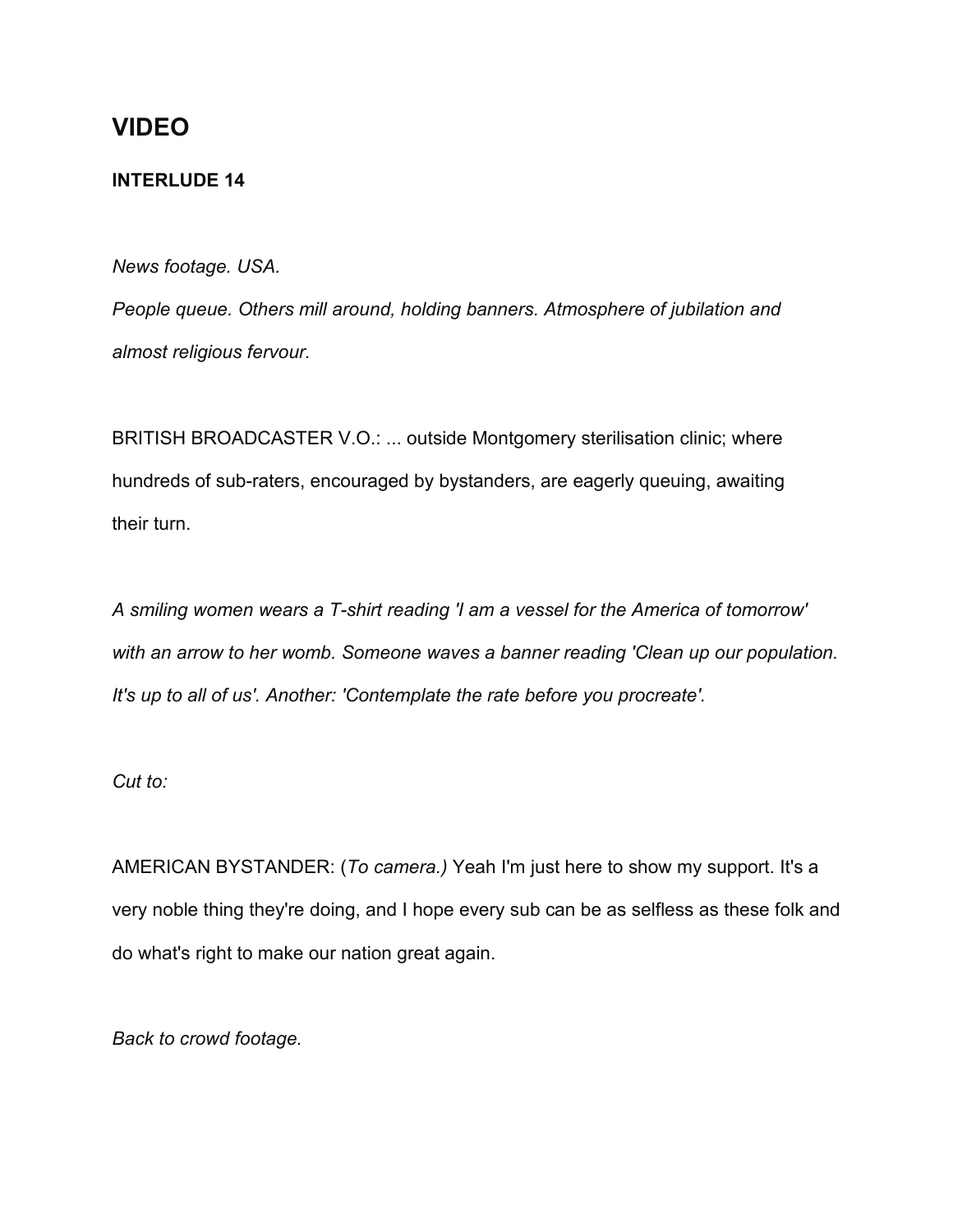## VIDEO

**INTERLUDE 14**

*News footage. USA.*

*People queue. Others mill around, holding banners. Atmosphere of jubilation and almost religious fervour.*

BRITISH BROADCASTER V.O.: ... outside Montgomery sterilisation clinic; where hundreds of sub-raters, encouraged by bystanders, are eagerly queuing, awaiting their turn.

*A smiling women wears a T-shirt reading 'I am a vessel for the America of tomorrow' with an arrow to her womb. Someone waves a banner reading 'Clean up our population. It's up to all of us'. Another: 'Contemplate the rate before you procreate'.*

*Cut to:*

AMERICAN BYSTANDER: (*To camera.)* Yeah I'm just here to show my support. It's a very noble thing they're doing, and I hope every sub can be as selfless as these folk and do what's right to make our nation great again.

*Back to crowd footage.*